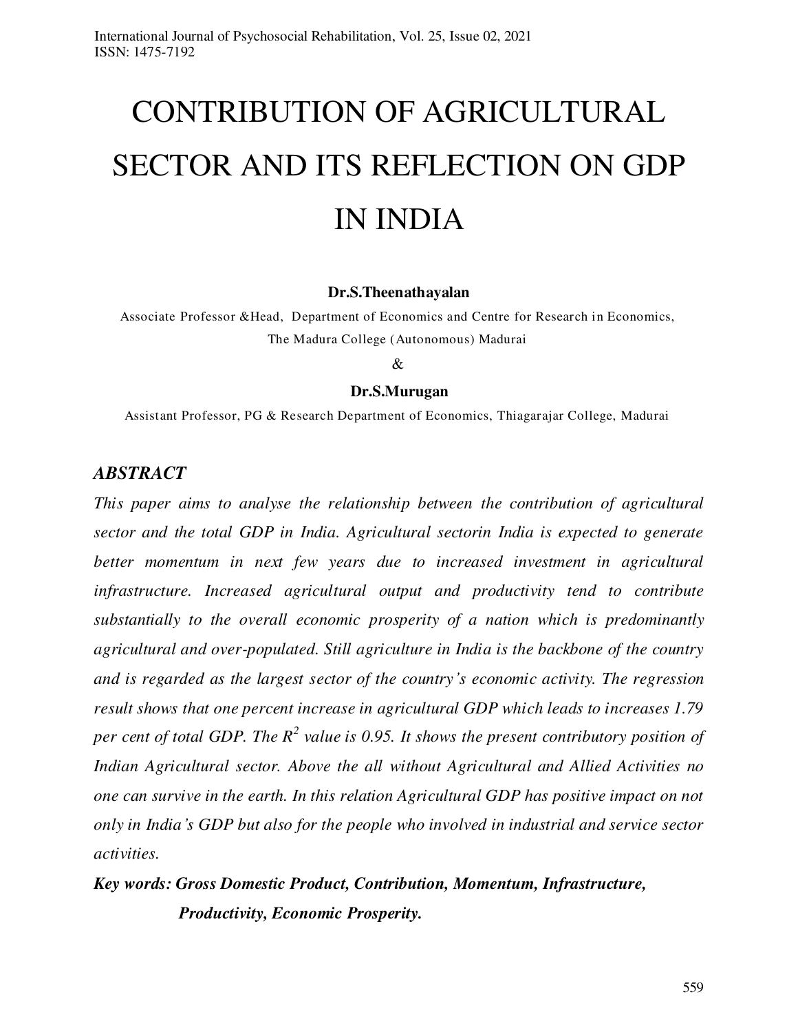# CONTRIBUTION OF AGRICULTURAL SECTOR AND ITS REFLECTION ON GDP IN INDIA

**Dr.S.Theenathayalan**

Associate Professor &Head, Department of Economics and Centre for Research in Economics, The Madura College (Autonomous) Madurai

&

**Dr.S.Murugan**

Assistant Professor, PG & Research Department of Economics, Thiagarajar College, Madurai

## *ABSTRACT*

*This paper aims to analyse the relationship between the contribution of agricultural sector and the total GDP in India. Agricultural sectorin India is expected to generate better momentum in next few years due to increased investment in agricultural infrastructure. Increased agricultural output and productivity tend to contribute substantially to the overall economic prosperity of a nation which is predominantly agricultural and over-populated. Still agriculture in India is the backbone of the country and is regarded as the largest sector of the country's economic activity. The regression result shows that one percent increase in agricultural GDP which leads to increases 1.79 per cent of total GDP. The $R^2$ value is 0.95. It shows the present contributory position of Indian Agricultural sector. Above the all without Agricultural and Allied Activities no one can survive in the earth. In this relation Agricultural GDP has positive impact on not only in India's GDP but also for the people who involved in industrial and service sector activities.*

***Key words: Gross Domestic Product, Contribution, Momentum, Infrastructure, Productivity, Economic Prosperity.***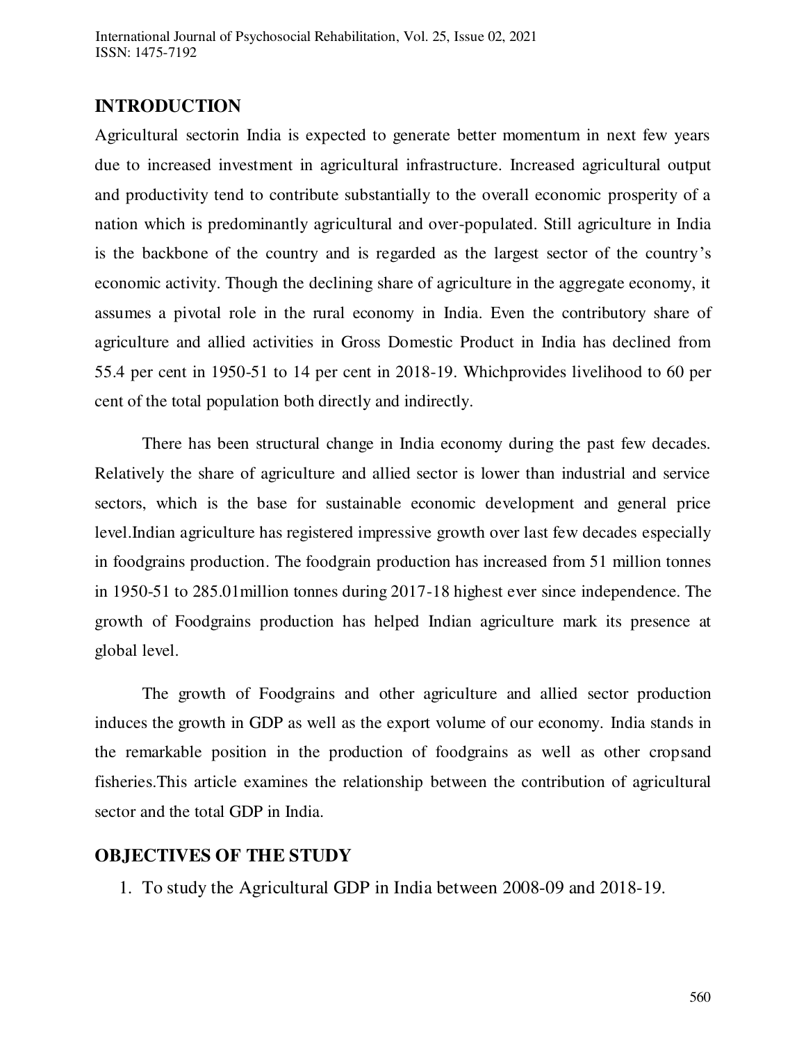## INTRODUCTION

Agricultural sectorin India is expected to generate better momentum in next few years due to increased investment in agricultural infrastructure. Increased agricultural output and productivity tend to contribute substantially to the overall economic prosperity of a nation which is predominantly agricultural and over-populated. Still agriculture in India is the backbone of the country and is regarded as the largest sector of the country's economic activity. Though the declining share of agriculture in the aggregate economy, it assumes a pivotal role in the rural economy in India. Even the contributory share of agriculture and allied activities in Gross Domestic Product in India has declined from 55.4 per cent in 1950-51 to 14 per cent in 2018-19. Whichprovides livelihood to 60 per cent of the total population both directly and indirectly.

There has been structural change in India economy during the past few decades. Relatively the share of agriculture and allied sector is lower than industrial and service sectors, which is the base for sustainable economic development and general price level.Indian agriculture has registered impressive growth over last few decades especially in foodgrains production. The foodgrain production has increased from 51 million tonnes in 1950-51 to 285.01million tonnes during 2017-18 highest ever since independence. The growth of Foodgrains production has helped Indian agriculture mark its presence at global level.

The growth of Foodgrains and other agriculture and allied sector production induces the growth in GDP as well as the export volume of our economy. India stands in the remarkable position in the production of foodgrains as well as other cropsand fisheries.This article examines the relationship between the contribution of agricultural sector and the total GDP in India.

## OBJECTIVES OF THE STUDY

1. To study the Agricultural GDP in India between 2008-09 and 2018-19.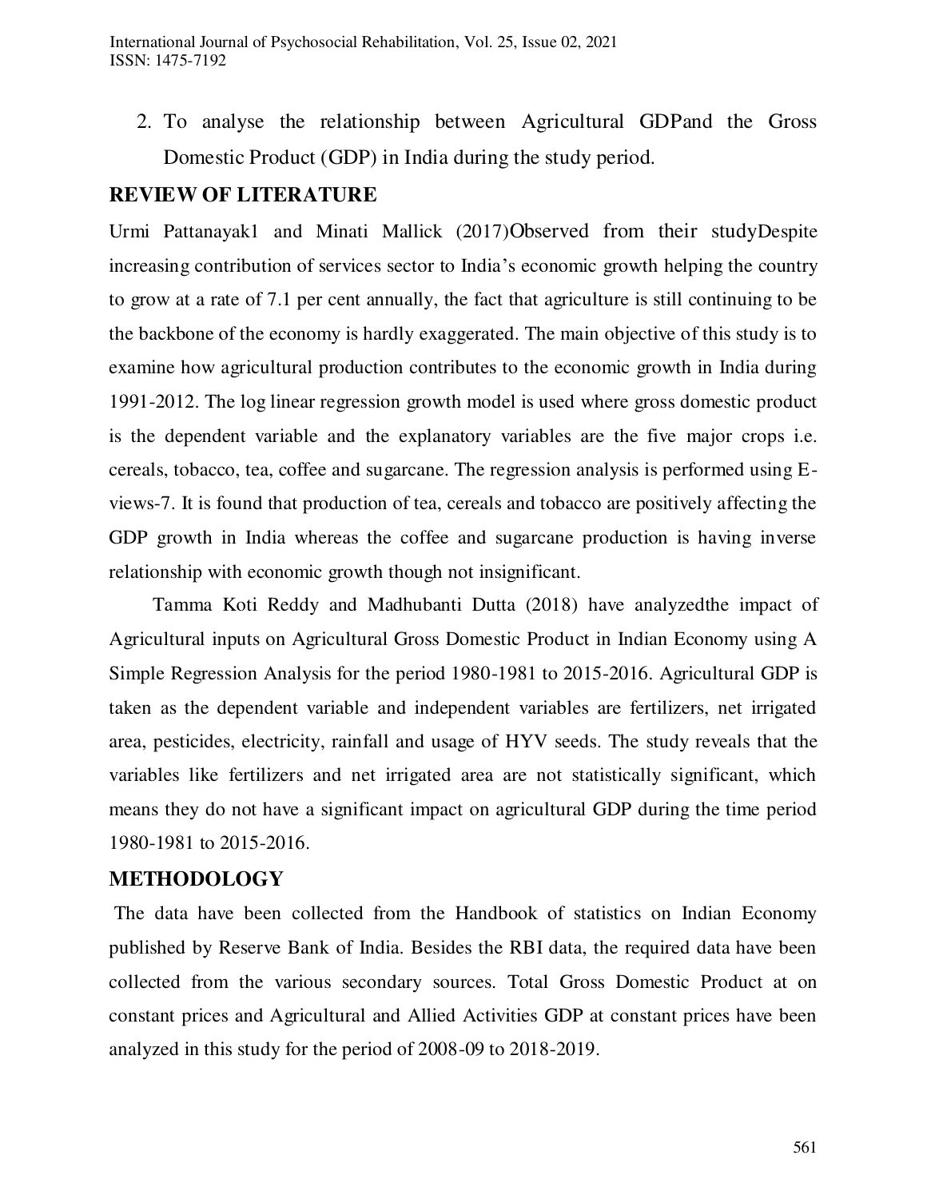2. To analyse the relationship between Agricultural GDPand the Gross Domestic Product (GDP) in India during the study period.

## REVIEW OF LITERATURE

Urmi Pattanayak1 and Minati Mallick (2017)Observed from their studyDespite increasing contribution of services sector to India's economic growth helping the country to grow at a rate of 7.1 per cent annually, the fact that agriculture is still continuing to be the backbone of the economy is hardly exaggerated. The main objective of this study is to examine how agricultural production contributes to the economic growth in India during 1991-2012. The log linear regression growth model is used where gross domestic product is the dependent variable and the explanatory variables are the five major crops i.e. cereals, tobacco, tea, coffee and sugarcane. The regression analysis is performed using E-views-7. It is found that production of tea, cereals and tobacco are positively affecting the GDP growth in India whereas the coffee and sugarcane production is having inverse relationship with economic growth though not insignificant.

Tamma Koti Reddy and Madhubanti Dutta (2018) have analyzedthe impact of Agricultural inputs on Agricultural Gross Domestic Product in Indian Economy using A Simple Regression Analysis for the period 1980-1981 to 2015-2016. Agricultural GDP is taken as the dependent variable and independent variables are fertilizers, net irrigated area, pesticides, electricity, rainfall and usage of HYV seeds. The study reveals that the variables like fertilizers and net irrigated area are not statistically significant, which means they do not have a significant impact on agricultural GDP during the time period 1980-1981 to 2015-2016.

## METHODOLOGY

The data have been collected from the Handbook of statistics on Indian Economy published by Reserve Bank of India. Besides the RBI data, the required data have been collected from the various secondary sources. Total Gross Domestic Product at on constant prices and Agricultural and Allied Activities GDP at constant prices have been analyzed in this study for the period of 2008-09 to 2018-2019.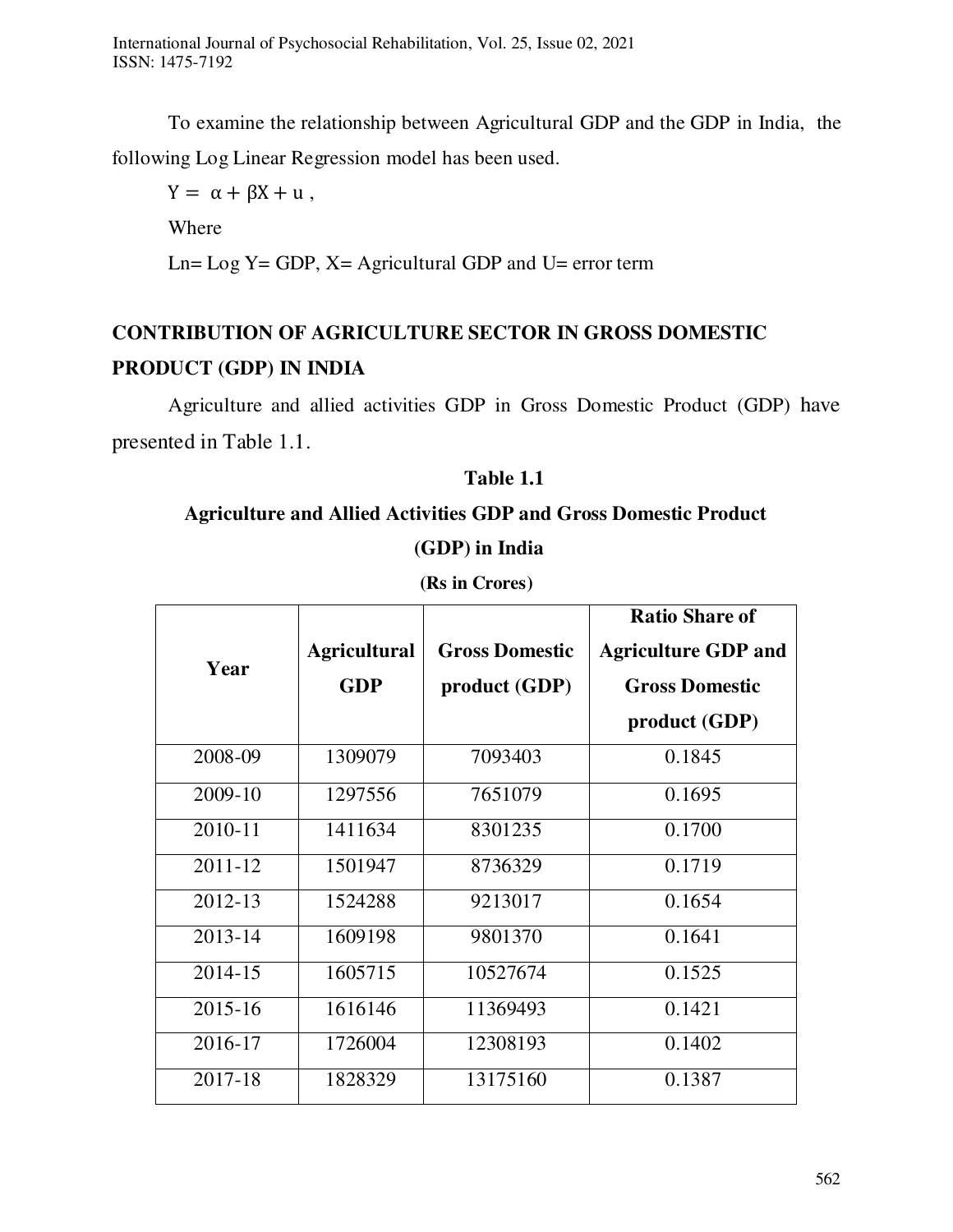To examine the relationship between Agricultural GDP and the GDP in India, the following Log Linear Regression model has been used.

$Y = \alpha + \beta X + u$ ,

Where

Ln= Log Y= GDP, X= Agricultural GDP and U= error term

## CONTRIBUTION OF AGRICULTURE SECTOR IN GROSS DOMESTIC PRODUCT (GDP) IN INDIA

Agriculture and allied activities GDP in Gross Domestic Product (GDP) have presented in Table 1.1.

**Table 1.1**

**Agriculture and Allied Activities GDP and Gross Domestic Product (GDP) in India**

**(Rs in Crores)**

| Year | Agricultural GDP | Gross Domestic product (GDP) | Ratio Share of Agriculture GDP and Gross Domestic product (GDP) |
|---|---|---|---|
| 2008-09 | 1309079 | 7093403 | 0.1845 |
| 2009-10 | 1297556 | 7651079 | 0.1695 |
| 2010-11 | 1411634 | 8301235 | 0.1700 |
| 2011-12 | 1501947 | 8736329 | 0.1719 |
| 2012-13 | 1524288 | 9213017 | 0.1654 |
| 2013-14 | 1609198 | 9801370 | 0.1641 |
| 2014-15 | 1605715 | 10527674 | 0.1525 |
| 2015-16 | 1616146 | 11369493 | 0.1421 |
| 2016-17 | 1726004 | 12308193 | 0.1402 |
| 2017-18 | 1828329 | 13175160 | 0.1387 |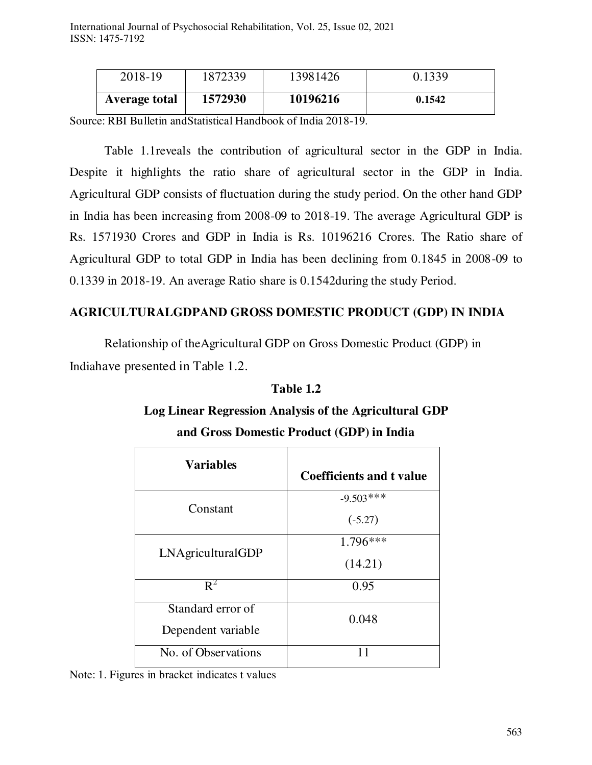| 2018-19 | 1872339 | 13981426 | 0.1339 |
|---|---|---|---|
| **Average total** | **1572930** | **10196216** | **0.1542** |

Source: RBI Bulletin andStatistical Handbook of India 2018-19.

Table 1.1reveals the contribution of agricultural sector in the GDP in India. Despite it highlights the ratio share of agricultural sector in the GDP in India. Agricultural GDP consists of fluctuation during the study period. On the other hand GDP in India has been increasing from 2008-09 to 2018-19. The average Agricultural GDP is Rs. 1571930 Crores and GDP in India is Rs. 10196216 Crores. The Ratio share of Agricultural GDP to total GDP in India has been declining from 0.1845 in 2008-09 to 0.1339 in 2018-19. An average Ratio share is 0.1542during the study Period.

## AGRICULTURALGDPAND GROSS DOMESTIC PRODUCT (GDP) IN INDIA

Relationship of theAgricultural GDP on Gross Domestic Product (GDP) in Indiahave presented in Table 1.2.

**Table 1.2**

**Log Linear Regression Analysis of the Agricultural GDP and Gross Domestic Product (GDP) in India**

| Variables | Coefficients and t value |
|---|---|
| Constant | -9.503*** (-5.27) |
| LNAgriculturalGDP | 1.796*** (14.21) |
| $R^2$ | 0.95 |
| Standard error of Dependent variable | 0.048 |
| No. of Observations | 11 |

Note: 1. Figures in bracket indicates t values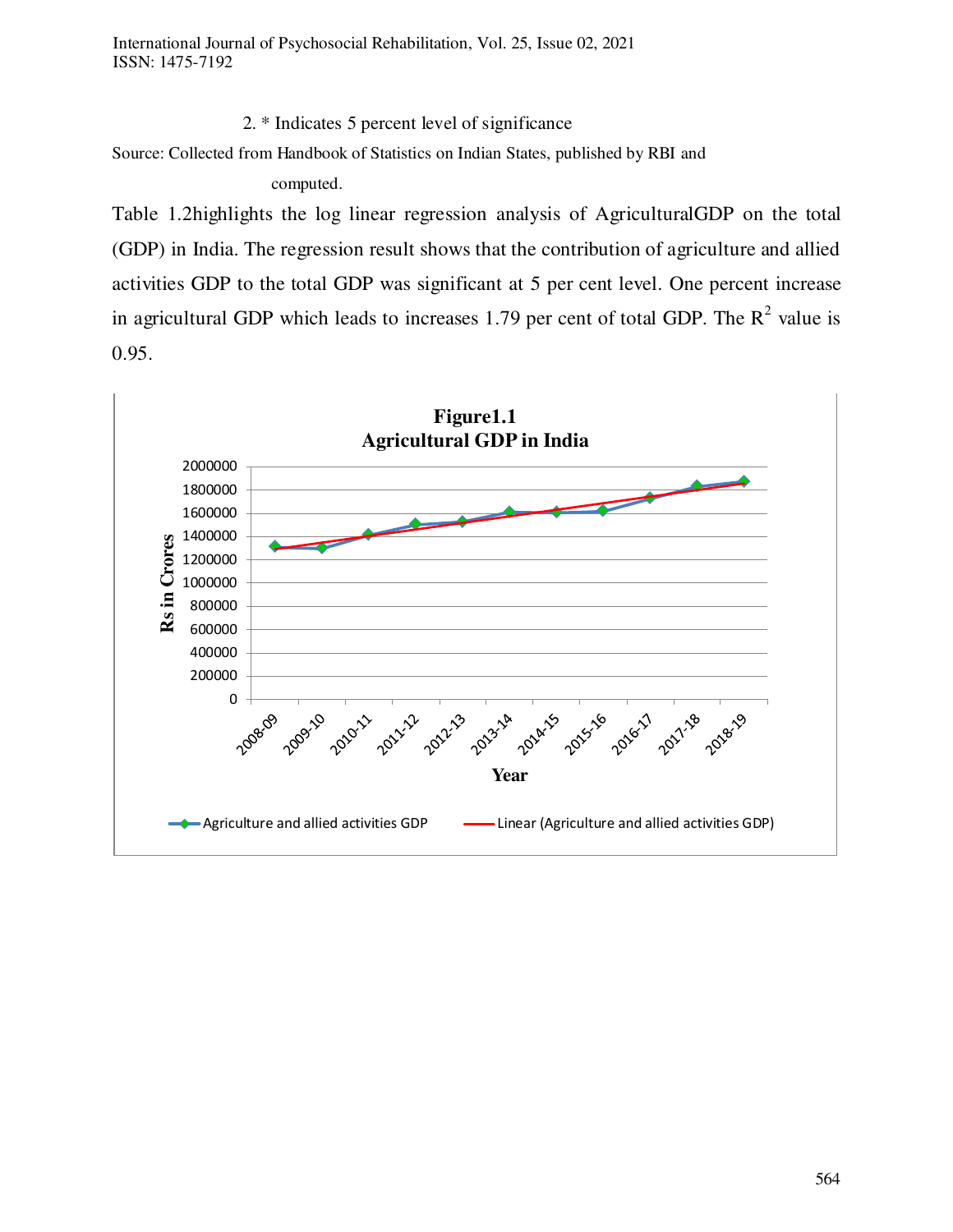2. * Indicates 5 percent level of significance

Source: Collected from Handbook of Statistics on Indian States, published by RBI and computed.

Table 1.2highlights the log linear regression analysis of AgriculturalGDP on the total (GDP) in India. The regression result shows that the contribution of agriculture and allied activities GDP to the total GDP was significant at 5 per cent level. One percent increase in agricultural GDP which leads to increases 1.79 per cent of total GDP. The $R^2$ value is 0.95.

**Figure1.1**
**Agricultural GDP in India**

Rs in Crores (y-axis: 0 to 2000000); Year (x-axis: 2008-09 to 2018-19)

Legend: Agriculture and allied activities GDP; Linear (Agriculture and allied activities GDP)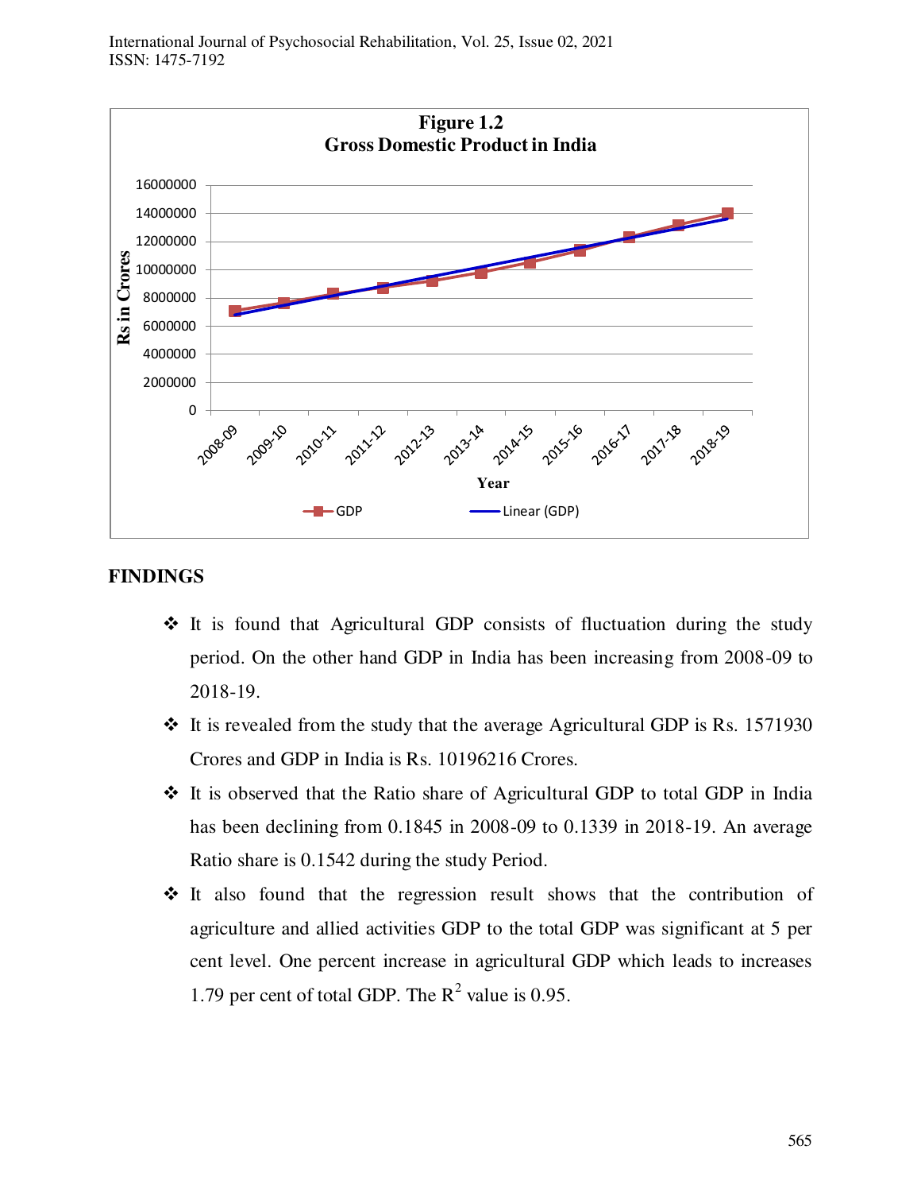**Figure 1.2**
**Gross Domestic Product in India**

## FINDINGS

- It is found that Agricultural GDP consists of fluctuation during the study period. On the other hand GDP in India has been increasing from 2008-09 to 2018-19.
- It is revealed from the study that the average Agricultural GDP is Rs. 1571930 Crores and GDP in India is Rs. 10196216 Crores.
- It is observed that the Ratio share of Agricultural GDP to total GDP in India has been declining from 0.1845 in 2008-09 to 0.1339 in 2018-19. An average Ratio share is 0.1542 during the study Period.
- It also found that the regression result shows that the contribution of agriculture and allied activities GDP to the total GDP was significant at 5 per cent level. One percent increase in agricultural GDP which leads to increases 1.79 per cent of total GDP. The $R^2$ value is 0.95.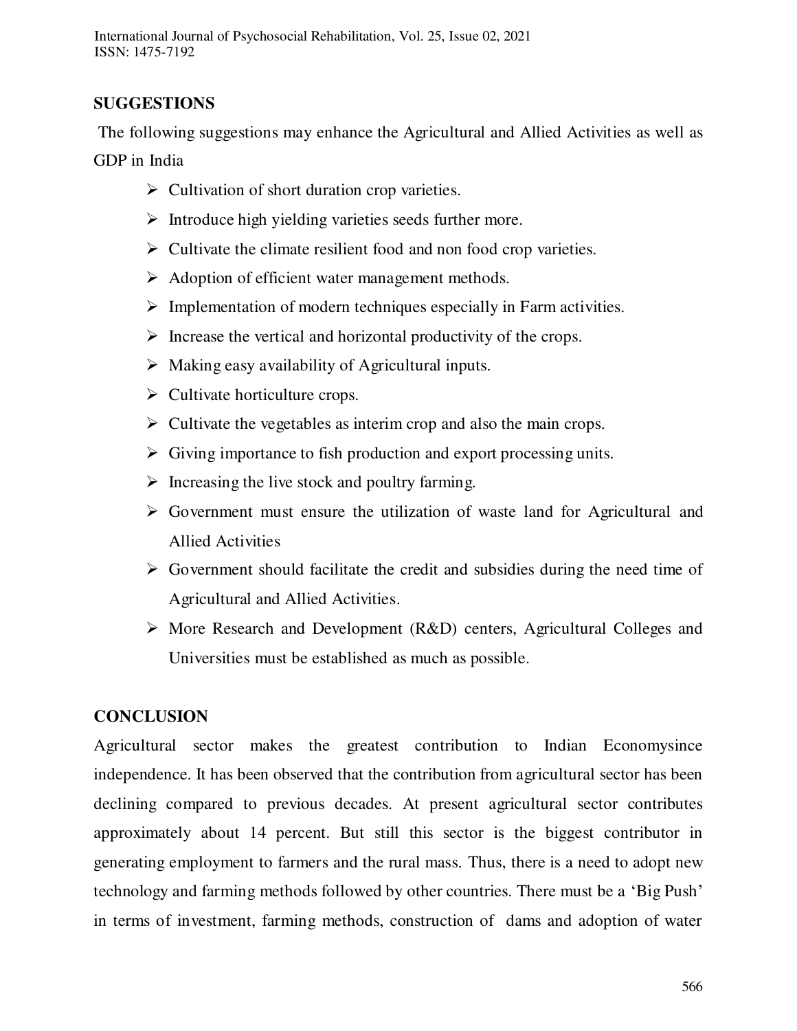## SUGGESTIONS

The following suggestions may enhance the Agricultural and Allied Activities as well as GDP in India

- Cultivation of short duration crop varieties.
- Introduce high yielding varieties seeds further more.
- Cultivate the climate resilient food and non food crop varieties.
- Adoption of efficient water management methods.
- Implementation of modern techniques especially in Farm activities.
- Increase the vertical and horizontal productivity of the crops.
- Making easy availability of Agricultural inputs.
- Cultivate horticulture crops.
- Cultivate the vegetables as interim crop and also the main crops.
- Giving importance to fish production and export processing units.
- Increasing the live stock and poultry farming.
- Government must ensure the utilization of waste land for Agricultural and Allied Activities
- Government should facilitate the credit and subsidies during the need time of Agricultural and Allied Activities.
- More Research and Development (R&D) centers, Agricultural Colleges and Universities must be established as much as possible.

## CONCLUSION

Agricultural sector makes the greatest contribution to Indian Economysince independence. It has been observed that the contribution from agricultural sector has been declining compared to previous decades. At present agricultural sector contributes approximately about 14 percent. But still this sector is the biggest contributor in generating employment to farmers and the rural mass. Thus, there is a need to adopt new technology and farming methods followed by other countries. There must be a 'Big Push' in terms of investment, farming methods, construction of dams and adoption of water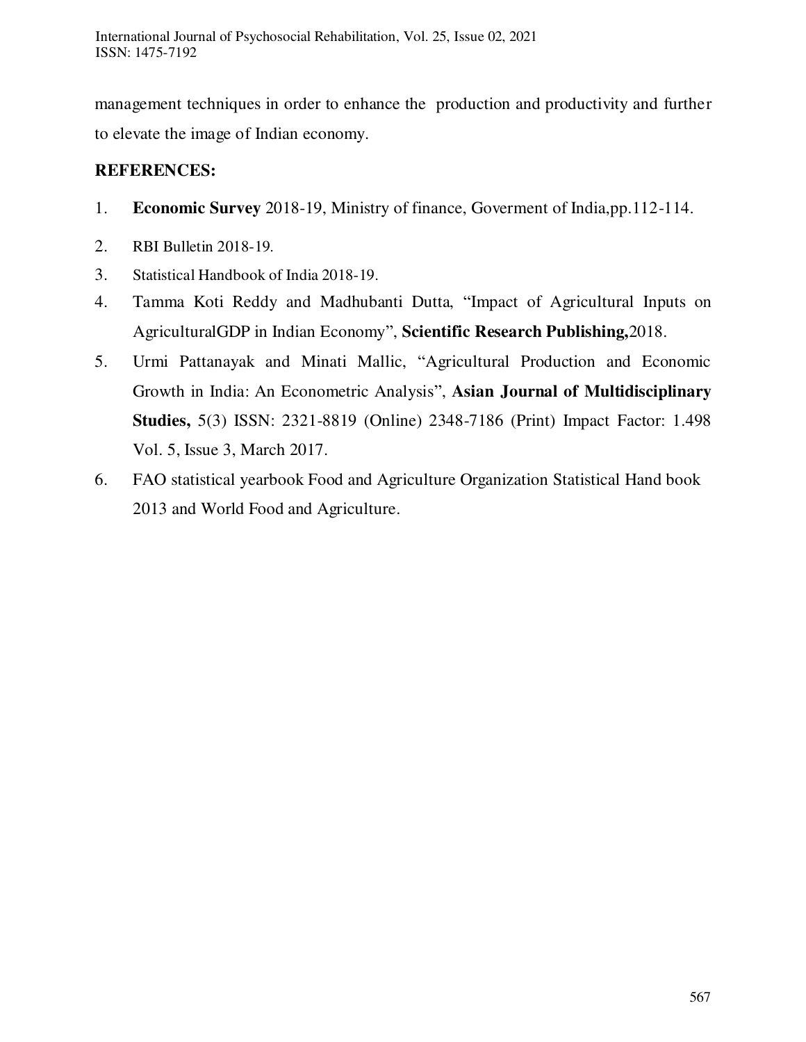management techniques in order to enhance the production and productivity and further to elevate the image of Indian economy.

## REFERENCES:

1. **Economic Survey** 2018-19, Ministry of finance, Goverment of India,pp.112-114.
2. RBI Bulletin 2018-19.
3. Statistical Handbook of India 2018-19.
4. Tamma Koti Reddy and Madhubanti Dutta, "Impact of Agricultural Inputs on AgriculturalGDP in Indian Economy", **Scientific Research Publishing,**2018.
5. Urmi Pattanayak and Minati Mallic, "Agricultural Production and Economic Growth in India: An Econometric Analysis", **Asian Journal of Multidisciplinary Studies,** 5(3) ISSN: 2321-8819 (Online) 2348-7186 (Print) Impact Factor: 1.498 Vol. 5, Issue 3, March 2017.
6. FAO statistical yearbook Food and Agriculture Organization Statistical Hand book 2013 and World Food and Agriculture.